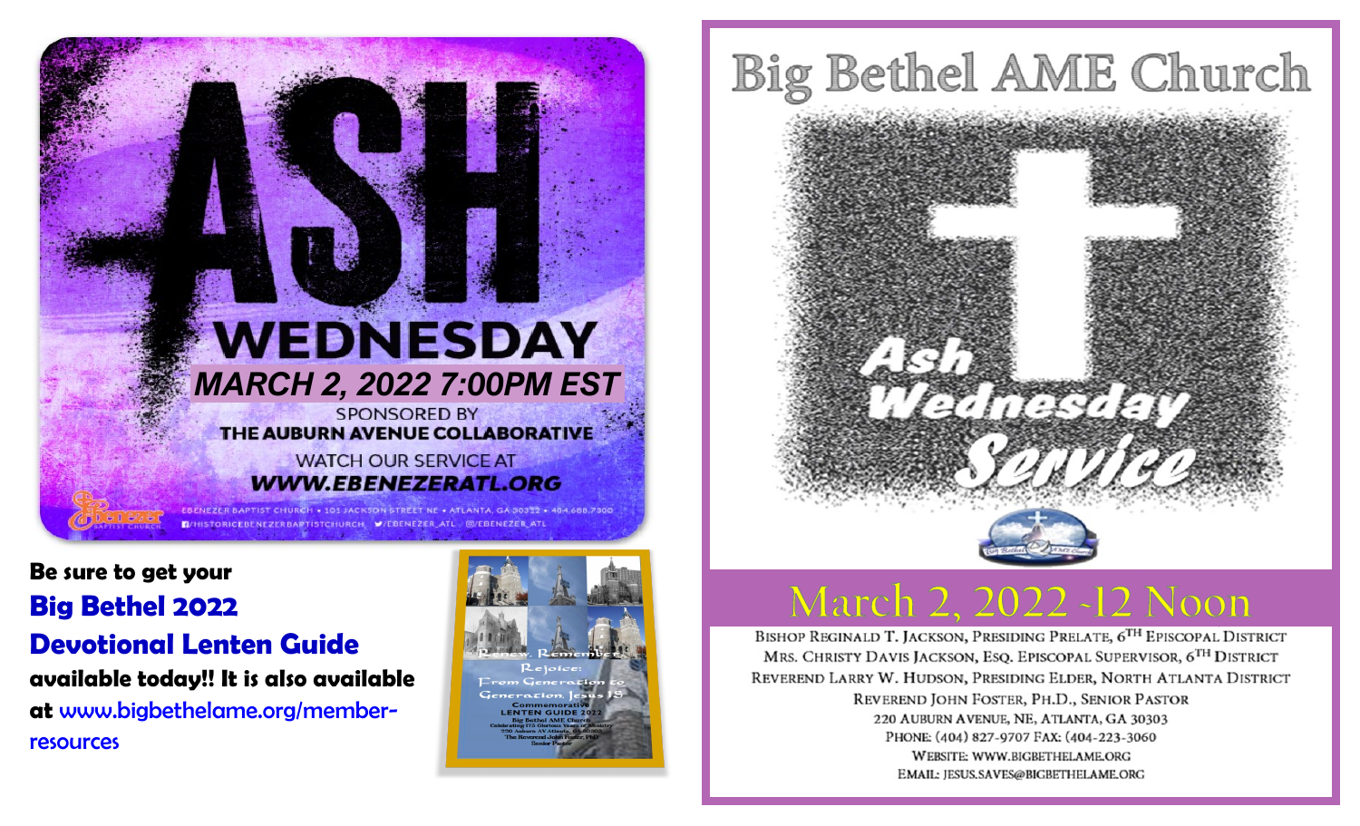# ASH WEDNESDAY

**MARCH 2, 2022 7:00PM EST**

SPONSORED BY
**THE AUBURN AVENUE COLLABORATIVE**

WATCH OUR SERVICE AT
**WWW.EBENEZERATL.ORG**

EBENEZER BAPTIST CHURCH • 101 JACKSON STREET NE • ATLANTA, GA 30312 • 404.688.7300
/HISTORICEBENEZERBAPTISTCHURCH /EBENEZER_ATL /EBENEZER_ATL

**Be sure to get your**
**Big Bethel 2022 Devotional Lenten Guide**
**available today!! It is also available at** www.bigbethelame.org/member-resources

Renew, Remember, Rejoice: From Generation to Generation Jesus IS
Commemorative LENTEN GUIDE 2022
Big Bethel AME Church
Celebrating 175 Glorious Years of Ministry
220 Auburn AV Atlanta, GA 30303
The Reverend John Foster, PhD
Senior Pastor

# Big Bethel AME Church

## Ash Wednesday Service

## March 2, 2022 - 12 Noon

Bishop Reginald T. Jackson, Presiding Prelate, 6TH Episcopal District
Mrs. Christy Davis Jackson, Esq. Episcopal Supervisor, 6TH District
Reverend Larry W. Hudson, Presiding Elder, North Atlanta District
Reverend John Foster, Ph.D., Senior Pastor
220 Auburn Avenue, NE, Atlanta, GA 30303
Phone: (404) 827-9707 Fax: (404-223-3060
Website: www.bigbethelame.org
Email: jesus.saves@bigbethelame.org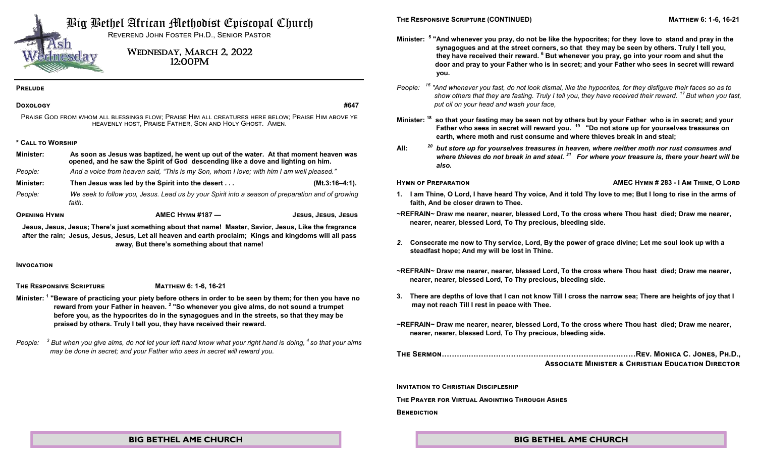# Big Bethel African Methodist Episcopal Church

Reverend John Foster Ph.D., Senior Pastor

Ash Wednesday

Wednesday, March 2, 2022
12:00PM

**PRELUDE**

**DOXOLOGY** **#647**

Praise God from whom all blessings flow; Praise Him all creatures here below; Praise Him above ye heavenly host, Praise Father, Son and Holy Ghost. Amen.

**\* CALL TO WORSHIP**

**Minister:** **As soon as Jesus was baptized, he went up out of the water. At that moment heaven was opened, and he saw the Spirit of God descending like a dove and lighting on him.**

*People:* *And a voice from heaven said, "This is my Son, whom I love; with him I am well pleased."*

**Minister:** **Then Jesus was led by the Spirit into the desert . . . (Mt.3:16–4:1).**

*People:* *We seek to follow you, Jesus. Lead us by your Spirit into a season of preparation and of growing faith.*

**OPENING HYMN** **AMEC HYMN #187 —** **JESUS, JESUS, JESUS**

**Jesus, Jesus, Jesus; There's just something about that name! Master, Savior, Jesus, Like the fragrance after the rain; Jesus, Jesus, Jesus, Let all heaven and earth proclaim; Kings and kingdoms will all pass away, But there's something about that name!**

**INVOCATION**

**THE RESPONSIVE SCRIPTURE** **MATTHEW 6: 1-6, 16-21**

**Minister:** [1] **"Beware of practicing your piety before others in order to be seen by them; for then you have no reward from your Father in heaven.** [2] **"So whenever you give alms, do not sound a trumpet before you, as the hypocrites do in the synagogues and in the streets, so that they may be praised by others. Truly I tell you, they have received their reward.**

*People:* [3] *But when you give alms, do not let your left hand know what your right hand is doing,* [4] *so that your alms may be done in secret; and your Father who sees in secret will reward you.*

**BIG BETHEL AME CHURCH**

**THE RESPONSIVE SCRIPTURE (CONTINUED)** **MATTHEW 6: 1-6, 16-21**

**Minister:** [5] **"And whenever you pray, do not be like the hypocrites; for they love to stand and pray in the synagogues and at the street corners, so that they may be seen by others. Truly I tell you, they have received their reward.** [6] **But whenever you pray, go into your room and shut the door and pray to your Father who is in secret; and your Father who sees in secret will reward you.**

*People:* [16] *"And whenever you fast, do not look dismal, like the hypocrites, for they disfigure their faces so as to show others that they are fasting. Truly I tell you, they have received their reward.* [17] *But when you fast, put oil on your head and wash your face,*

**Minister:** [18] **so that your fasting may be seen not by others but by your Father who is in secret; and your Father who sees in secret will reward you.** [19] **"Do not store up for yourselves treasures on earth, where moth and rust consume and where thieves break in and steal;**

**All:** [20] ***but store up for yourselves treasures in heaven, where neither moth nor rust consumes and where thieves do not break in and steal.*** [21] ***For where your treasure is, there your heart will be also.***

**HYMN OF PREPARATION** **AMEC HYMN # 283 - I AM THINE, O LORD**

1. **I am Thine, O Lord, I have heard Thy voice, And it told Thy love to me; But I long to rise in the arms of faith, And be closer drawn to Thee.**

**~REFRAIN~ Draw me nearer, nearer, blessed Lord, To the cross where Thou hast died; Draw me nearer, nearer, nearer, blessed Lord, To Thy precious, bleeding side.**

2. **Consecrate me now to Thy service, Lord, By the power of grace divine; Let me soul look up with a steadfast hope; And my will be lost in Thine.**

**~REFRAIN~ Draw me nearer, nearer, blessed Lord, To the cross where Thou hast died; Draw me nearer, nearer, nearer, blessed Lord, To Thy precious, bleeding side.**

3. **There are depths of love that I can not know Till I cross the narrow sea; There are heights of joy that I may not reach Till I rest in peace with Thee.**

**~REFRAIN~ Draw me nearer, nearer, blessed Lord, To the cross where Thou hast died; Draw me nearer, nearer, nearer, blessed Lord, To Thy precious, bleeding side.**

**THE SERMON………..………………………………………………….……REV. MONICA C. JONES, PH.D., ASSOCIATE MINISTER & CHRISTIAN EDUCATION DIRECTOR**

**INVITATION TO CHRISTIAN DISCIPLESHIP**

**THE PRAYER FOR VIRTUAL ANOINTING THROUGH ASHES**

**BENEDICTION**

**BIG BETHEL AME CHURCH**